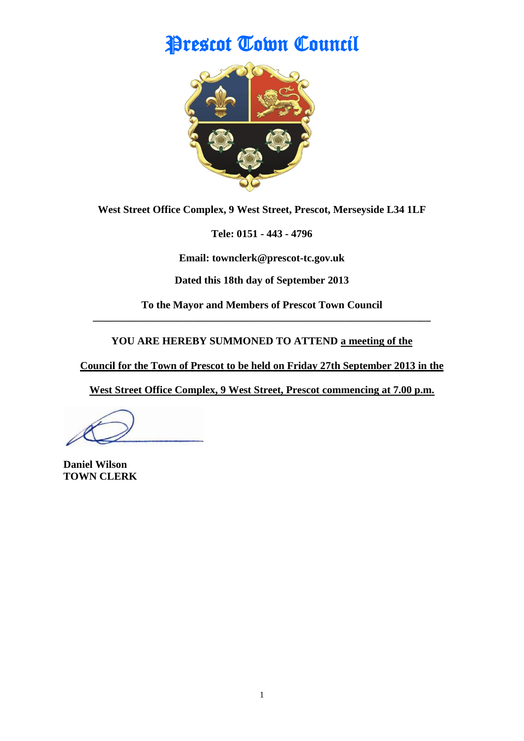# Prescot Town Council

**West Street Office Complex, 9 West Street, Prescot, Merseyside L34 1LF**

**Tele: 0151 - 443 - 4796**

**Email: townclerk@prescot-tc.gov.uk**

**Dated this 18th day of September 2013**

**To the Mayor and Members of Prescot Town Council**

---

**YOU ARE HEREBY SUMMONED TO ATTEND a meeting of the Council for the Town of Prescot to be held on Friday 27th September 2013 in the West Street Office Complex, 9 West Street, Prescot commencing at 7.00 p.m.**

**Daniel Wilson**
**TOWN CLERK**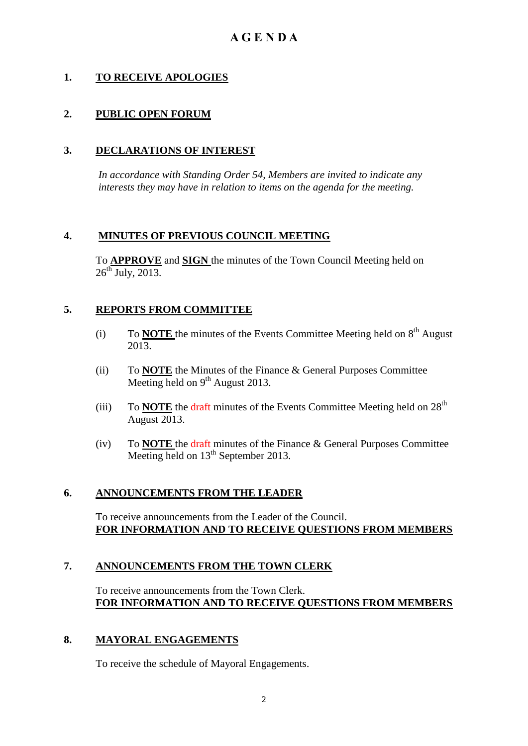# A G E N D A

## 1. TO RECEIVE APOLOGIES

## 2. PUBLIC OPEN FORUM

## 3. DECLARATIONS OF INTEREST

*In accordance with Standing Order 54, Members are invited to indicate any interests they may have in relation to items on the agenda for the meeting.*

## 4. MINUTES OF PREVIOUS COUNCIL MEETING

To **APPROVE** and **SIGN** the minutes of the Town Council Meeting held on 26th July, 2013.

## 5. REPORTS FROM COMMITTEE

(i) To **NOTE** the minutes of the Events Committee Meeting held on 8th August 2013.

(ii) To **NOTE** the Minutes of the Finance & General Purposes Committee Meeting held on 9th August 2013.

(iii) To **NOTE** the draft minutes of the Events Committee Meeting held on 28th August 2013.

(iv) To **NOTE** the draft minutes of the Finance & General Purposes Committee Meeting held on 13th September 2013.

## 6. ANNOUNCEMENTS FROM THE LEADER

To receive announcements from the Leader of the Council.
**FOR INFORMATION AND TO RECEIVE QUESTIONS FROM MEMBERS**

## 7. ANNOUNCEMENTS FROM THE TOWN CLERK

To receive announcements from the Town Clerk.
**FOR INFORMATION AND TO RECEIVE QUESTIONS FROM MEMBERS**

## 8. MAYORAL ENGAGEMENTS

To receive the schedule of Mayoral Engagements.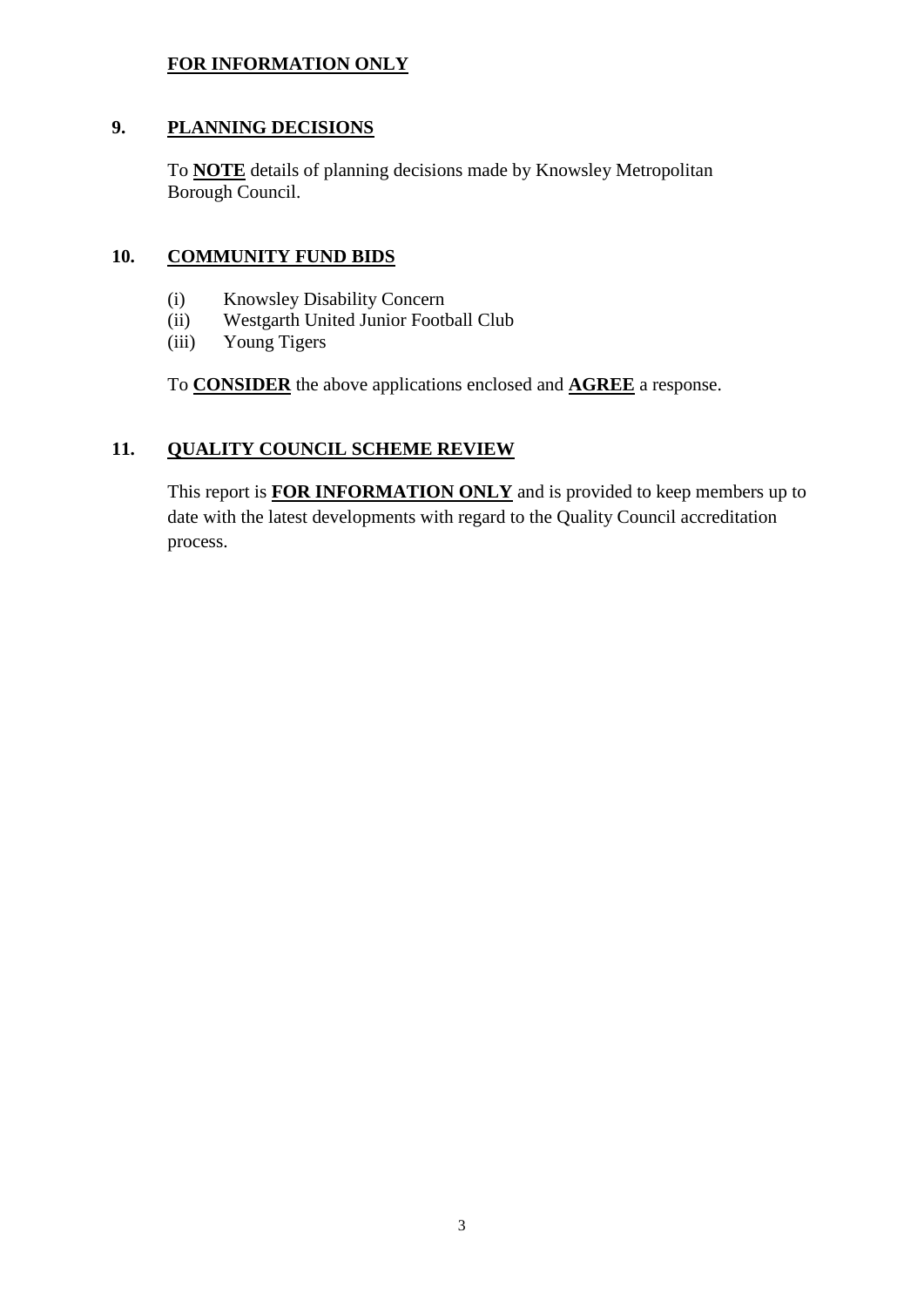**FOR INFORMATION ONLY**

## 9. PLANNING DECISIONS

To **NOTE** details of planning decisions made by Knowsley Metropolitan Borough Council.

## 10. COMMUNITY FUND BIDS

(i) Knowsley Disability Concern
(ii) Westgarth United Junior Football Club
(iii) Young Tigers

To **CONSIDER** the above applications enclosed and **AGREE** a response.

## 11. QUALITY COUNCIL SCHEME REVIEW

This report is **FOR INFORMATION ONLY** and is provided to keep members up to date with the latest developments with regard to the Quality Council accreditation process.